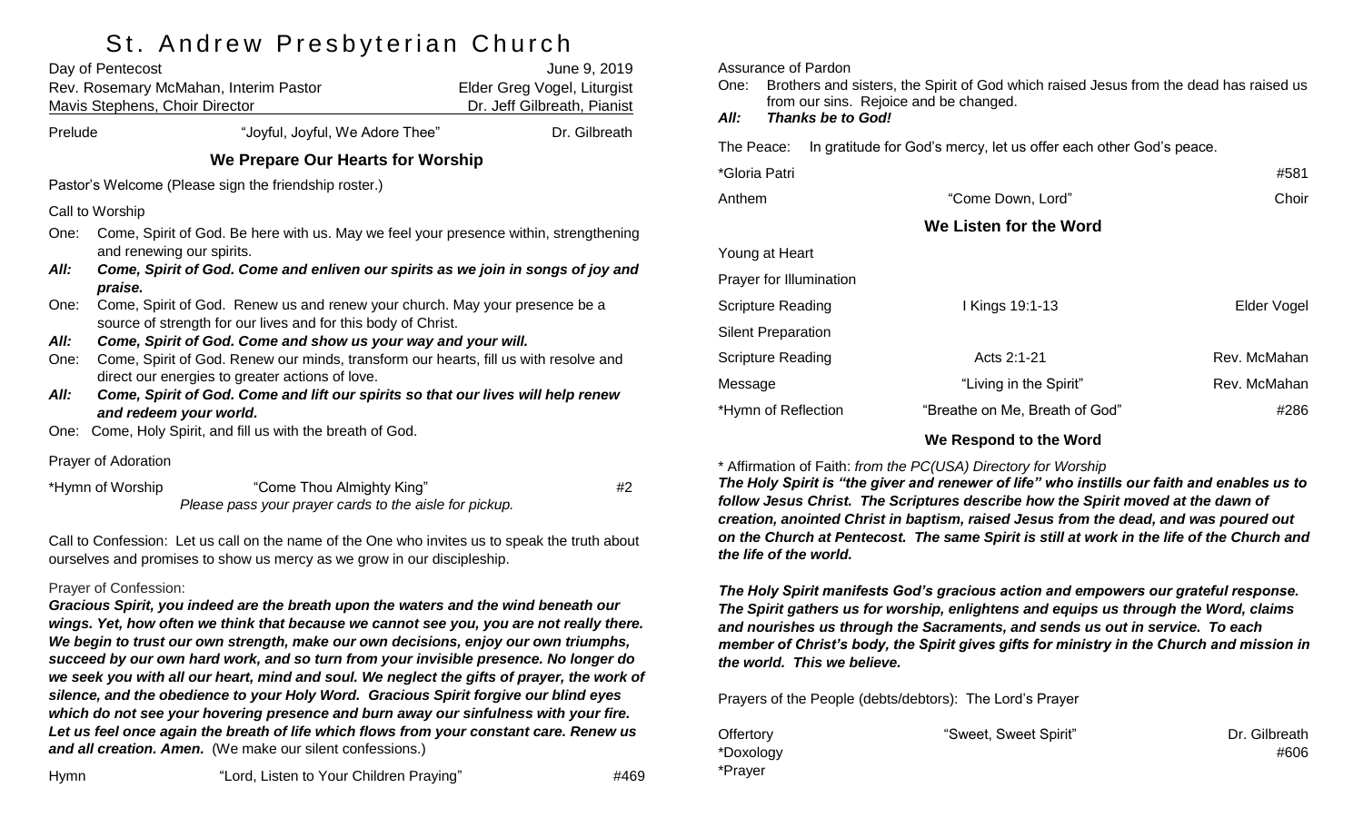# St. Andrew Presbyterian Church

Day of Pentecost — June 9, 2019

Rev. Rosemary McMahan, Interim Pastor — Elder Greg Vogel, Liturgist

Mavis Stephens, Choir Director — Dr. Jeff Gilbreath, Pianist

Prelude — "Joyful, Joyful, We Adore Thee" — Dr. Gilbreath

## We Prepare Our Hearts for Worship

Pastor's Welcome (Please sign the friendship roster.)

Call to Worship

One: Come, Spirit of God. Be here with us. May we feel your presence within, strengthening and renewing our spirits.

***All: Come, Spirit of God. Come and enliven our spirits as we join in songs of joy and praise.***

One: Come, Spirit of God. Renew us and renew your church. May your presence be a source of strength for our lives and for this body of Christ.

***All: Come, Spirit of God. Come and show us your way and your will.***

One: Come, Spirit of God. Renew our minds, transform our hearts, fill us with resolve and direct our energies to greater actions of love.

***All: Come, Spirit of God. Come and lift our spirits so that our lives will help renew and redeem your world.***

One: Come, Holy Spirit, and fill us with the breath of God.

Prayer of Adoration

*Hymn of Worship — "Come Thou Almighty King" — #2

*Please pass your prayer cards to the aisle for pickup.*

Call to Confession: Let us call on the name of the One who invites us to speak the truth about ourselves and promises to show us mercy as we grow in our discipleship.

Prayer of Confession:

***Gracious Spirit, you indeed are the breath upon the waters and the wind beneath our wings. Yet, how often we think that because we cannot see you, you are not really there. We begin to trust our own strength, make our own decisions, enjoy our own triumphs, succeed by our own hard work, and so turn from your invisible presence. No longer do we seek you with all our heart, mind and soul. We neglect the gifts of prayer, the work of silence, and the obedience to your Holy Word. Gracious Spirit forgive our blind eyes which do not see your hovering presence and burn away our sinfulness with your fire. Let us feel once again the breath of life which flows from your constant care. Renew us and all creation. Amen.*** (We make our silent confessions.)

Hymn — "Lord, Listen to Your Children Praying" — #469

Assurance of Pardon

One: Brothers and sisters, the Spirit of God which raised Jesus from the dead has raised us from our sins. Rejoice and be changed.

***All: Thanks be to God!***

The Peace: In gratitude for God's mercy, let us offer each other God's peace.

*Gloria Patri — #581

Anthem — "Come Down, Lord" — Choir

## We Listen for the Word

Young at Heart

Prayer for Illumination

Scripture Reading — I Kings 19:1-13 — Elder Vogel

Silent Preparation

Scripture Reading — Acts 2:1-21 — Rev. McMahan

Message — "Living in the Spirit" — Rev. McMahan

*Hymn of Reflection — "Breathe on Me, Breath of God" — #286

## We Respond to the Word

* Affirmation of Faith: *from the PC(USA) Directory for Worship*

***The Holy Spirit is "the giver and renewer of life" who instills our faith and enables us to follow Jesus Christ. The Scriptures describe how the Spirit moved at the dawn of creation, anointed Christ in baptism, raised Jesus from the dead, and was poured out on the Church at Pentecost. The same Spirit is still at work in the life of the Church and the life of the world.***

***The Holy Spirit manifests God's gracious action and empowers our grateful response. The Spirit gathers us for worship, enlightens and equips us through the Word, claims and nourishes us through the Sacraments, and sends us out in service. To each member of Christ's body, the Spirit gives gifts for ministry in the Church and mission in the world. This we believe.***

Prayers of the People (debts/debtors): The Lord's Prayer

Offertory — "Sweet, Sweet Spirit" — Dr. Gilbreath

*Doxology — #606

*Prayer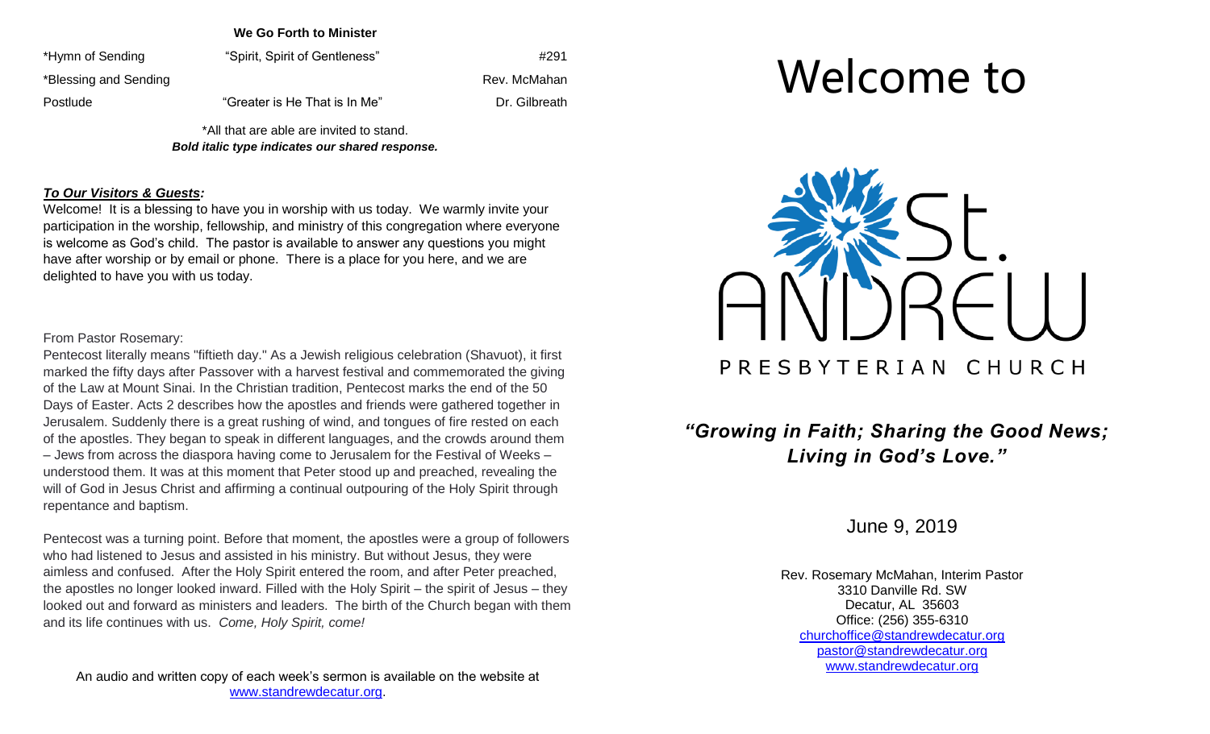**We Go Forth to Minister**

| | | |
|---|---|---|
| *Hymn of Sending | "Spirit, Spirit of Gentleness" | #291 |
| *Blessing and Sending | | Rev. McMahan |
| Postlude | "Greater is He That is In Me" | Dr. Gilbreath |

*All that are able are invited to stand.
***Bold italic type indicates our shared response.***

***To Our Visitors & Guests:***

Welcome! It is a blessing to have you in worship with us today. We warmly invite your participation in the worship, fellowship, and ministry of this congregation where everyone is welcome as God's child. The pastor is available to answer any questions you might have after worship or by email or phone. There is a place for you here, and we are delighted to have you with us today.

From Pastor Rosemary:

Pentecost literally means "fiftieth day." As a Jewish religious celebration (Shavuot), it first marked the fifty days after Passover with a harvest festival and commemorated the giving of the Law at Mount Sinai. In the Christian tradition, Pentecost marks the end of the 50 Days of Easter. Acts 2 describes how the apostles and friends were gathered together in Jerusalem. Suddenly there is a great rushing of wind, and tongues of fire rested on each of the apostles. They began to speak in different languages, and the crowds around them – Jews from across the diaspora having come to Jerusalem for the Festival of Weeks – understood them. It was at this moment that Peter stood up and preached, revealing the will of God in Jesus Christ and affirming a continual outpouring of the Holy Spirit through repentance and baptism.

Pentecost was a turning point. Before that moment, the apostles were a group of followers who had listened to Jesus and assisted in his ministry. But without Jesus, they were aimless and confused. After the Holy Spirit entered the room, and after Peter preached, the apostles no longer looked inward. Filled with the Holy Spirit – the spirit of Jesus – they looked out and forward as ministers and leaders. The birth of the Church began with them and its life continues with us. *Come, Holy Spirit, come!*

An audio and written copy of each week's sermon is available on the website at www.standrewdecatur.org.

# Welcome to

# St. Andrew Presbyterian Church

***"Growing in Faith; Sharing the Good News; Living in God's Love."***

June 9, 2019

Rev. Rosemary McMahan, Interim Pastor
3310 Danville Rd. SW
Decatur, AL 35603
Office: (256) 355-6310
churchoffice@standrewdecatur.org
pastor@standrewdecatur.org
www.standrewdecatur.org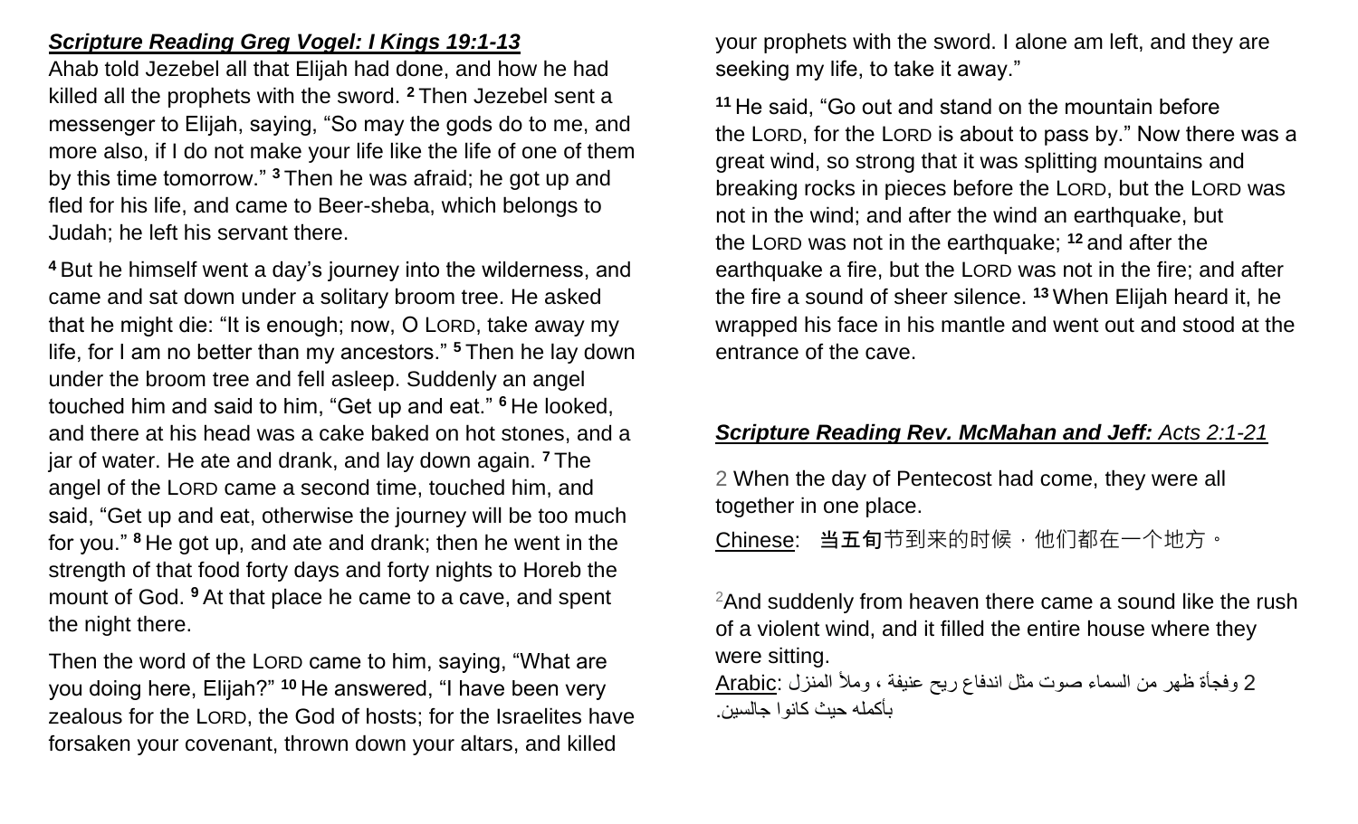***Scripture Reading Greg Vogel: I Kings 19:1-13***

Ahab told Jezebel all that Elijah had done, and how he had killed all the prophets with the sword. **2** Then Jezebel sent a messenger to Elijah, saying, “So may the gods do to me, and more also, if I do not make your life like the life of one of them by this time tomorrow.” **3** Then he was afraid; he got up and fled for his life, and came to Beer-sheba, which belongs to Judah; he left his servant there.

**4** But he himself went a day’s journey into the wilderness, and came and sat down under a solitary broom tree. He asked that he might die: “It is enough; now, O LORD, take away my life, for I am no better than my ancestors.” **5** Then he lay down under the broom tree and fell asleep. Suddenly an angel touched him and said to him, “Get up and eat.” **6** He looked, and there at his head was a cake baked on hot stones, and a jar of water. He ate and drank, and lay down again. **7** The angel of the LORD came a second time, touched him, and said, “Get up and eat, otherwise the journey will be too much for you.” **8** He got up, and ate and drank; then he went in the strength of that food forty days and forty nights to Horeb the mount of God. **9** At that place he came to a cave, and spent the night there.

Then the word of the LORD came to him, saying, “What are you doing here, Elijah?” **10** He answered, “I have been very zealous for the LORD, the God of hosts; for the Israelites have forsaken your covenant, thrown down your altars, and killed your prophets with the sword. I alone am left, and they are seeking my life, to take it away.”

**11** He said, “Go out and stand on the mountain before the LORD, for the LORD is about to pass by.” Now there was a great wind, so strong that it was splitting mountains and breaking rocks in pieces before the LORD, but the LORD was not in the wind; and after the wind an earthquake, but the LORD was not in the earthquake; **12** and after the earthquake a fire, but the LORD was not in the fire; and after the fire a sound of sheer silence. **13** When Elijah heard it, he wrapped his face in his mantle and went out and stood at the entrance of the cave.

***Scripture Reading Rev. McMahan and Jeff:*** *Acts 2:1-21*

2 When the day of Pentecost had come, they were all together in one place.

Chinese: **当五旬**节到来的时候，他们都在一个地方。

2 And suddenly from heaven there came a sound like the rush of a violent wind, and it filled the entire house where they were sitting.

Arabic: 2 وفجأة ظهر من السماء صوت مثل اندفاع ريح عنيفة ، وملأ المنزل بأكمله حيث كانوا جالسين.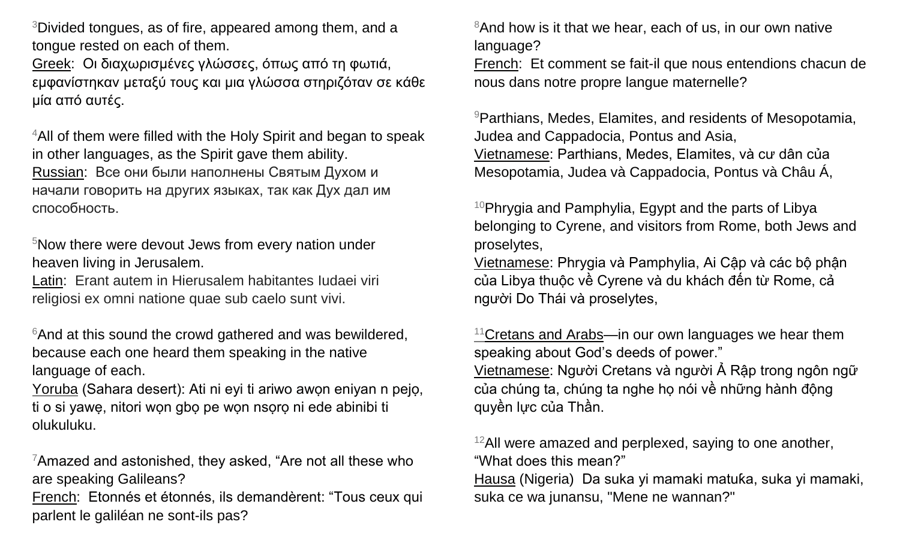[3]Divided tongues, as of fire, appeared among them, and a tongue rested on each of them.
Greek:  Οι διαχωρισμένες γλώσσες, όπως από τη φωτιά, εμφανίστηκαν μεταξύ τους και μια γλώσσα στηριζόταν σε κάθε μία από αυτές.

[4]All of them were filled with the Holy Spirit and began to speak in other languages, as the Spirit gave them ability.
Russian:  Все они были наполнены Святым Духом и начали говорить на других языках, так как Дух дал им способность.

[5]Now there were devout Jews from every nation under heaven living in Jerusalem.
Latin:  Erant autem in Hierusalem habitantes Iudaei viri religiosi ex omni natione quae sub caelo sunt vivi.

[6]And at this sound the crowd gathered and was bewildered, because each one heard them speaking in the native language of each.
Yoruba (Sahara desert): Ati ni eyi ti ariwo awọn eniyan n pejọ, ti o si yawẹ, nitori wọn gbọ pe wọn nsọrọ ni ede abinibi ti olukuluku.

[7]Amazed and astonished, they asked, "Are not all these who are speaking Galileans?
French:  Etonnés et étonnés, ils demandèrent: "Tous ceux qui parlent le galiléan ne sont-ils pas?

[8]And how is it that we hear, each of us, in our own native language?
French:  Et comment se fait-il que nous entendions chacun de nous dans notre propre langue maternelle?

[9]Parthians, Medes, Elamites, and residents of Mesopotamia, Judea and Cappadocia, Pontus and Asia,
Vietnamese: Parthians, Medes, Elamites, và cư dân của Mesopotamia, Judea và Cappadocia, Pontus và Châu Á,

[10]Phrygia and Pamphylia, Egypt and the parts of Libya belonging to Cyrene, and visitors from Rome, both Jews and proselytes,
Vietnamese: Phrygia và Pamphylia, Ai Cập và các bộ phận của Libya thuộc về Cyrene và du khách đến từ Rome, cả người Do Thái và proselytes,

[11]Cretans and Arabs—in our own languages we hear them speaking about God's deeds of power."
Vietnamese: Người Cretans và người Ả Rập trong ngôn ngữ của chúng ta, chúng ta nghe họ nói về những hành động quyền lực của Thần.

[12]All were amazed and perplexed, saying to one another, "What does this mean?"
Hausa (Nigeria)  Da suka yi mamaki matuƙa, suka yi mamaki, suka ce wa junansu, "Mene ne wannan?"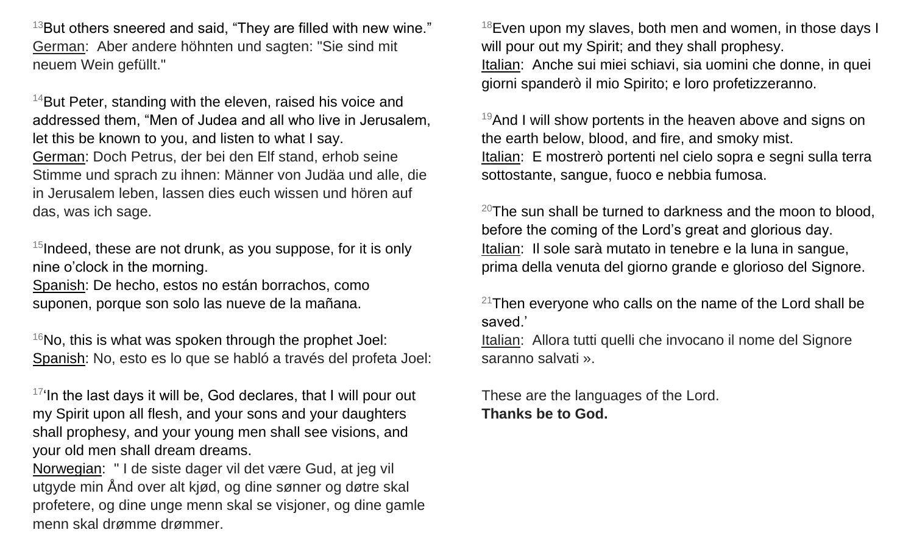[13]But others sneered and said, “They are filled with new wine.”
German: Aber andere höhnten und sagten: "Sie sind mit neuem Wein gefüllt."

[14]But Peter, standing with the eleven, raised his voice and addressed them, “Men of Judea and all who live in Jerusalem, let this be known to you, and listen to what I say.
German: Doch Petrus, der bei den Elf stand, erhob seine Stimme und sprach zu ihnen: Männer von Judäa und alle, die in Jerusalem leben, lassen dies euch wissen und hören auf das, was ich sage.

[15]Indeed, these are not drunk, as you suppose, for it is only nine o’clock in the morning.
Spanish: De hecho, estos no están borrachos, como suponen, porque son solo las nueve de la mañana.

[16]No, this is what was spoken through the prophet Joel:
Spanish: No, esto es lo que se habló a través del profeta Joel:

[17]‘In the last days it will be, God declares, that I will pour out my Spirit upon all flesh, and your sons and your daughters shall prophesy, and your young men shall see visions, and your old men shall dream dreams.
Norwegian: " I de siste dager vil det være Gud, at jeg vil utgyde min Ånd over alt kjød, og dine sønner og døtre skal profetere, og dine unge menn skal se visjoner, og dine gamle menn skal drømme drømmer.

[18]Even upon my slaves, both men and women, in those days I will pour out my Spirit; and they shall prophesy.
Italian: Anche sui miei schiavi, sia uomini che donne, in quei giorni spanderò il mio Spirito; e loro profetizzeranno.

[19]And I will show portents in the heaven above and signs on the earth below, blood, and fire, and smoky mist.
Italian: E mostrerò portenti nel cielo sopra e segni sulla terra sottostante, sangue, fuoco e nebbia fumosa.

[20]The sun shall be turned to darkness and the moon to blood, before the coming of the Lord’s great and glorious day.
Italian: Il sole sarà mutato in tenebre e la luna in sangue, prima della venuta del giorno grande e glorioso del Signore.

[21]Then everyone who calls on the name of the Lord shall be saved.’
Italian: Allora tutti quelli che invocano il nome del Signore saranno salvati ».

These are the languages of the Lord.
**Thanks be to God.**